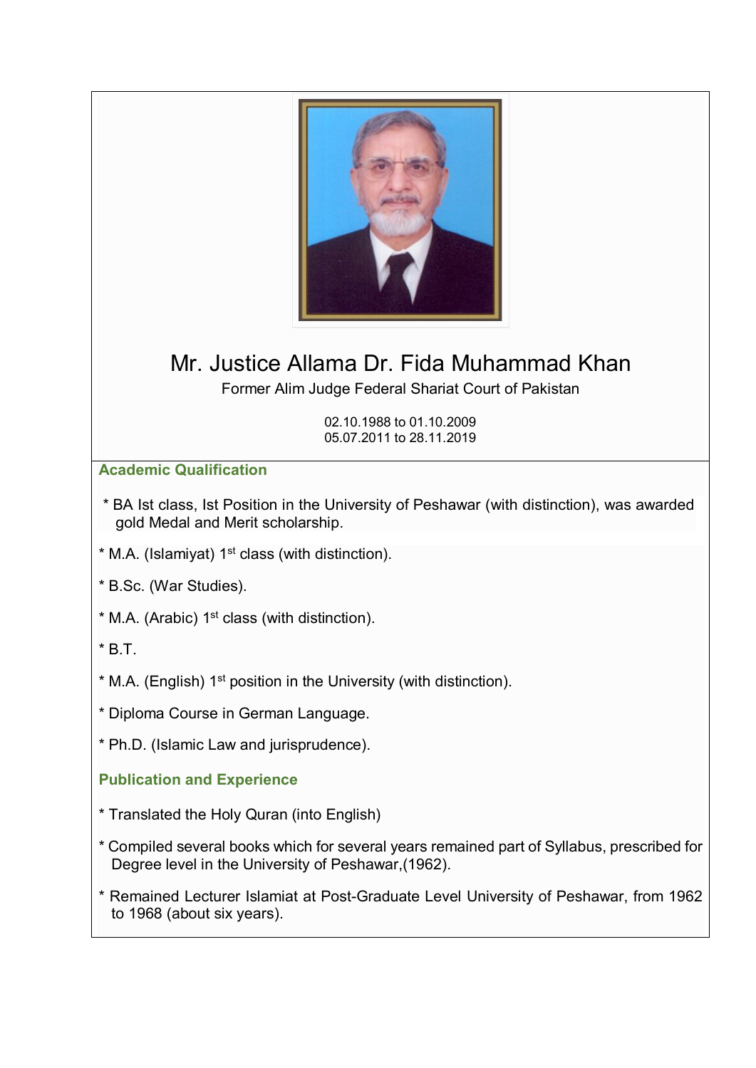# Mr. Justice Allama Dr. Fida Muhammad Khan

Former Alim Judge Federal Shariat Court of Pakistan

02.10.1988 to 01.10.2009
05.07.2011 to 28.11.2019

## Academic Qualification

* BA Ist class, Ist Position in the University of Peshawar (with distinction), was awarded gold Medal and Merit scholarship.
* M.A. (Islamiyat) 1st class (with distinction).
* B.Sc. (War Studies).
* M.A. (Arabic) 1st class (with distinction).
* B.T.
* M.A. (English) 1st position in the University (with distinction).
* Diploma Course in German Language.
* Ph.D. (Islamic Law and jurisprudence).

## Publication and Experience

* Translated the Holy Quran (into English)
* Compiled several books which for several years remained part of Syllabus, prescribed for Degree level in the University of Peshawar,(1962).
* Remained Lecturer Islamiat at Post-Graduate Level University of Peshawar, from 1962 to 1968 (about six years).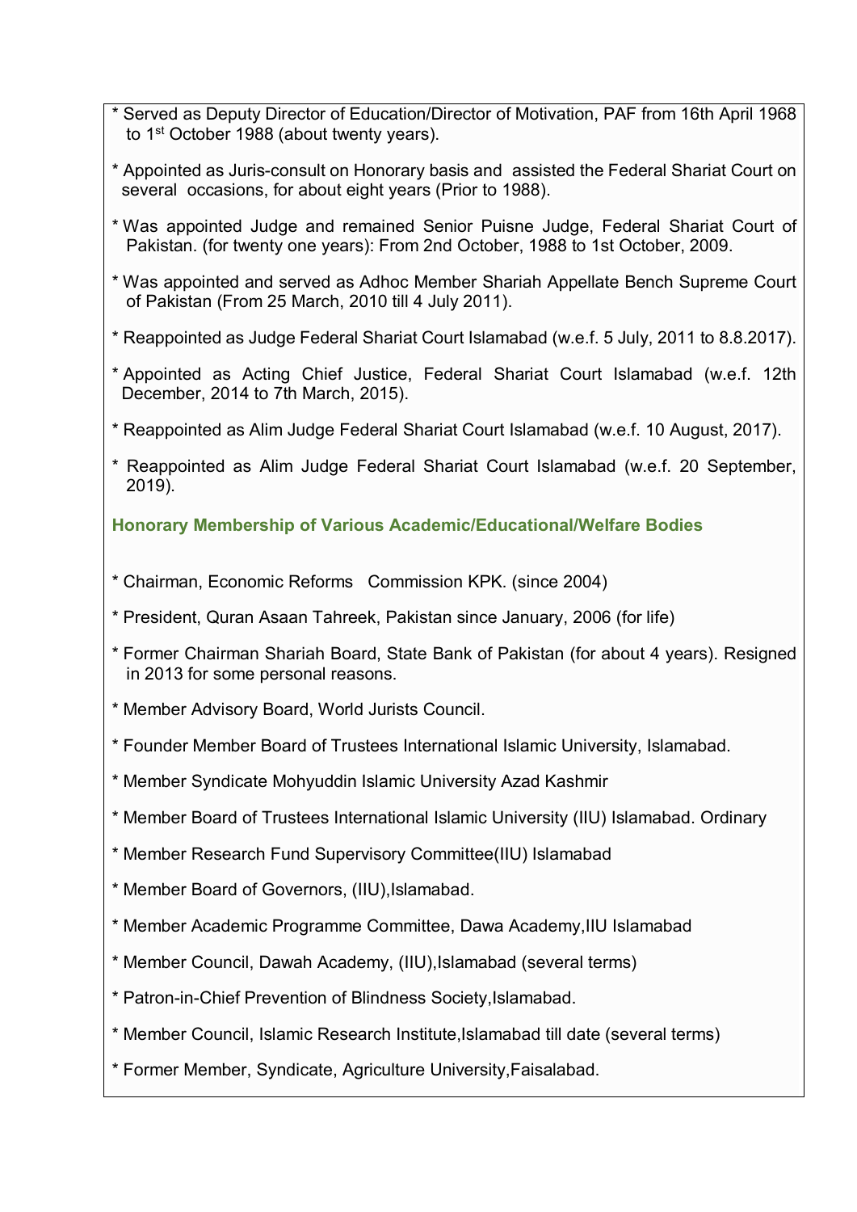* Served as Deputy Director of Education/Director of Motivation, PAF from 16th April 1968 to 1st October 1988 (about twenty years).

* Appointed as Juris-consult on Honorary basis and assisted the Federal Shariat Court on several occasions, for about eight years (Prior to 1988).

* Was appointed Judge and remained Senior Puisne Judge, Federal Shariat Court of Pakistan. (for twenty one years): From 2nd October, 1988 to 1st October, 2009.

* Was appointed and served as Adhoc Member Shariah Appellate Bench Supreme Court of Pakistan (From 25 March, 2010 till 4 July 2011).

* Reappointed as Judge Federal Shariat Court Islamabad (w.e.f. 5 July, 2011 to 8.8.2017).

* Appointed as Acting Chief Justice, Federal Shariat Court Islamabad (w.e.f. 12th December, 2014 to 7th March, 2015).

* Reappointed as Alim Judge Federal Shariat Court Islamabad (w.e.f. 10 August, 2017).

* Reappointed as Alim Judge Federal Shariat Court Islamabad (w.e.f. 20 September, 2019).

### Honorary Membership of Various Academic/Educational/Welfare Bodies

* Chairman, Economic Reforms Commission KPK. (since 2004)

* President, Quran Asaan Tahreek, Pakistan since January, 2006 (for life)

* Former Chairman Shariah Board, State Bank of Pakistan (for about 4 years). Resigned in 2013 for some personal reasons.

* Member Advisory Board, World Jurists Council.

* Founder Member Board of Trustees International Islamic University, Islamabad.

* Member Syndicate Mohyuddin Islamic University Azad Kashmir

* Member Board of Trustees International Islamic University (IIU) Islamabad. Ordinary

* Member Research Fund Supervisory Committee(IIU) Islamabad

* Member Board of Governors, (IIU),Islamabad.

* Member Academic Programme Committee, Dawa Academy,IIU Islamabad

* Member Council, Dawah Academy, (IIU),Islamabad (several terms)

* Patron-in-Chief Prevention of Blindness Society,Islamabad.

* Member Council, Islamic Research Institute,Islamabad till date (several terms)

* Former Member, Syndicate, Agriculture University,Faisalabad.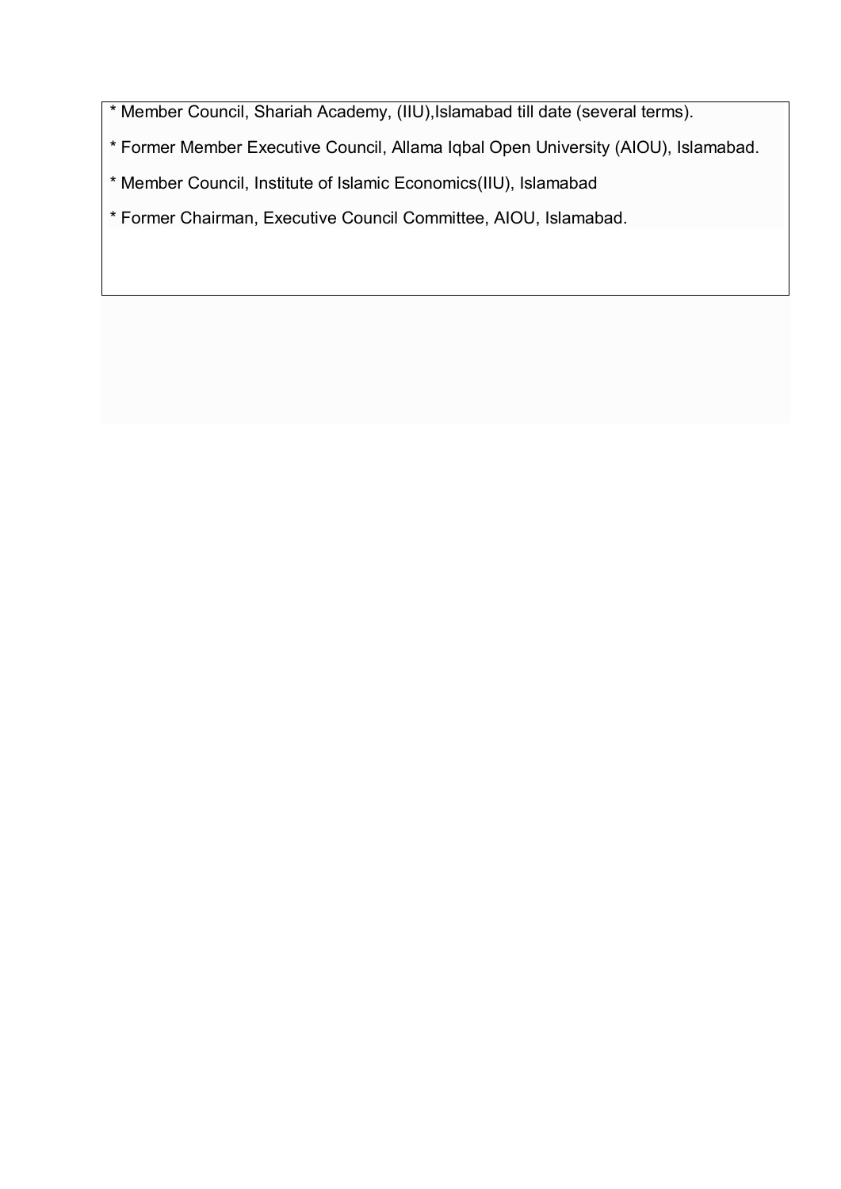* Member Council, Shariah Academy, (IIU),Islamabad till date (several terms).

* Former Member Executive Council, Allama Iqbal Open University (AIOU), Islamabad.

* Member Council, Institute of Islamic Economics(IIU), Islamabad

* Former Chairman, Executive Council Committee, AIOU, Islamabad.